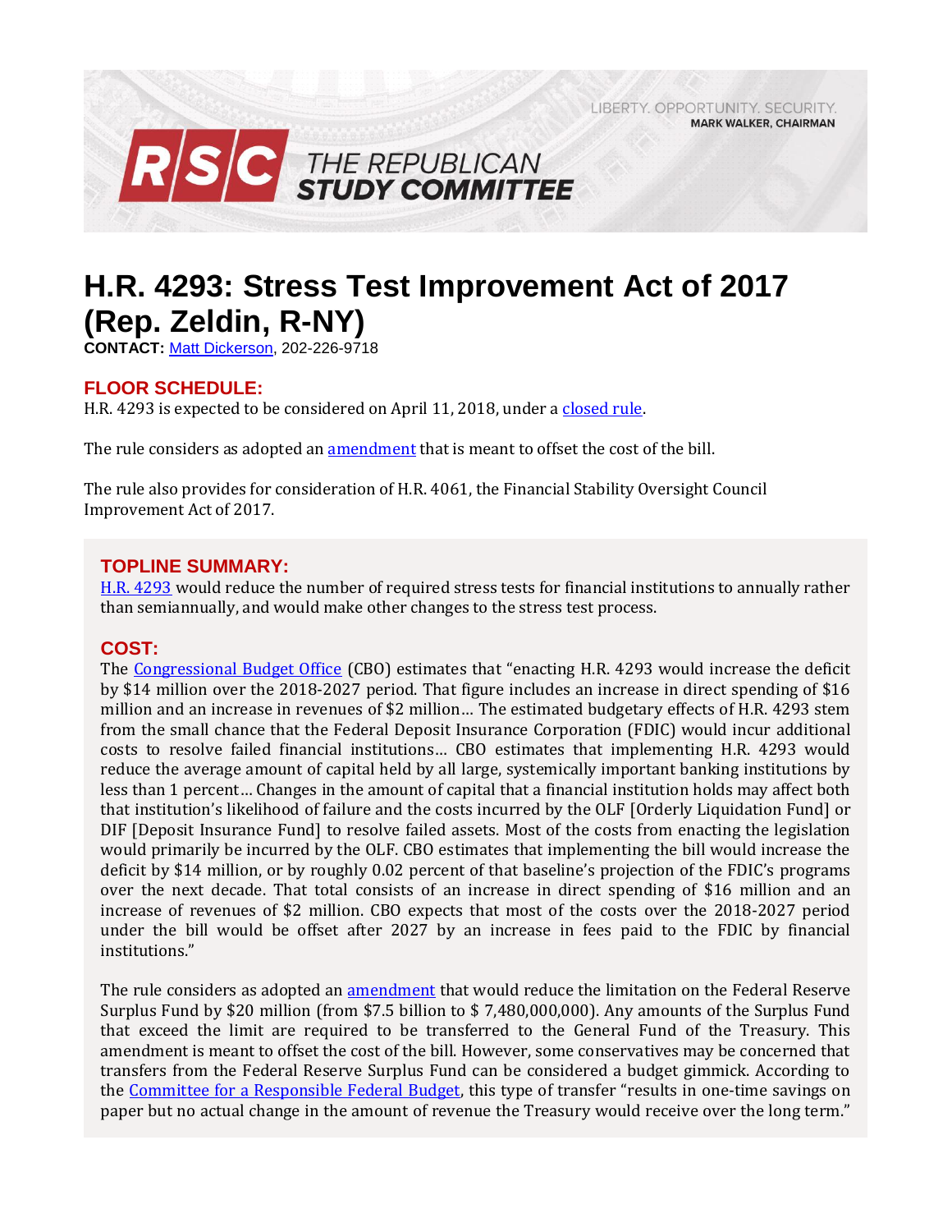LIBERTY. OPPORTUNITY. SECURITY.
**MARK WALKER, CHAIRMAN**

**RSC THE REPUBLICAN STUDY COMMITTEE**

# H.R. 4293: Stress Test Improvement Act of 2017 (Rep. Zeldin, R-NY)

**CONTACT:** Matt Dickerson, 202-226-9718

## FLOOR SCHEDULE:

H.R. 4293 is expected to be considered on April 11, 2018, under a closed rule.

The rule considers as adopted an amendment that is meant to offset the cost of the bill.

The rule also provides for consideration of H.R. 4061, the Financial Stability Oversight Council Improvement Act of 2017.

## TOPLINE SUMMARY:

H.R. 4293 would reduce the number of required stress tests for financial institutions to annually rather than semiannually, and would make other changes to the stress test process.

## COST:

The Congressional Budget Office (CBO) estimates that "enacting H.R. 4293 would increase the deficit by $14 million over the 2018-2027 period. That figure includes an increase in direct spending of $16 million and an increase in revenues of $2 million… The estimated budgetary effects of H.R. 4293 stem from the small chance that the Federal Deposit Insurance Corporation (FDIC) would incur additional costs to resolve failed financial institutions… CBO estimates that implementing H.R. 4293 would reduce the average amount of capital held by all large, systemically important banking institutions by less than 1 percent… Changes in the amount of capital that a financial institution holds may affect both that institution's likelihood of failure and the costs incurred by the OLF [Orderly Liquidation Fund] or DIF [Deposit Insurance Fund] to resolve failed assets. Most of the costs from enacting the legislation would primarily be incurred by the OLF. CBO estimates that implementing the bill would increase the deficit by $14 million, or by roughly 0.02 percent of that baseline's projection of the FDIC's programs over the next decade. That total consists of an increase in direct spending of $16 million and an increase of revenues of $2 million. CBO expects that most of the costs over the 2018-2027 period under the bill would be offset after 2027 by an increase in fees paid to the FDIC by financial institutions."

The rule considers as adopted an amendment that would reduce the limitation on the Federal Reserve Surplus Fund by $20 million (from $7.5 billion to $ 7,480,000,000). Any amounts of the Surplus Fund that exceed the limit are required to be transferred to the General Fund of the Treasury. This amendment is meant to offset the cost of the bill. However, some conservatives may be concerned that transfers from the Federal Reserve Surplus Fund can be considered a budget gimmick. According to the Committee for a Responsible Federal Budget, this type of transfer "results in one-time savings on paper but no actual change in the amount of revenue the Treasury would receive over the long term."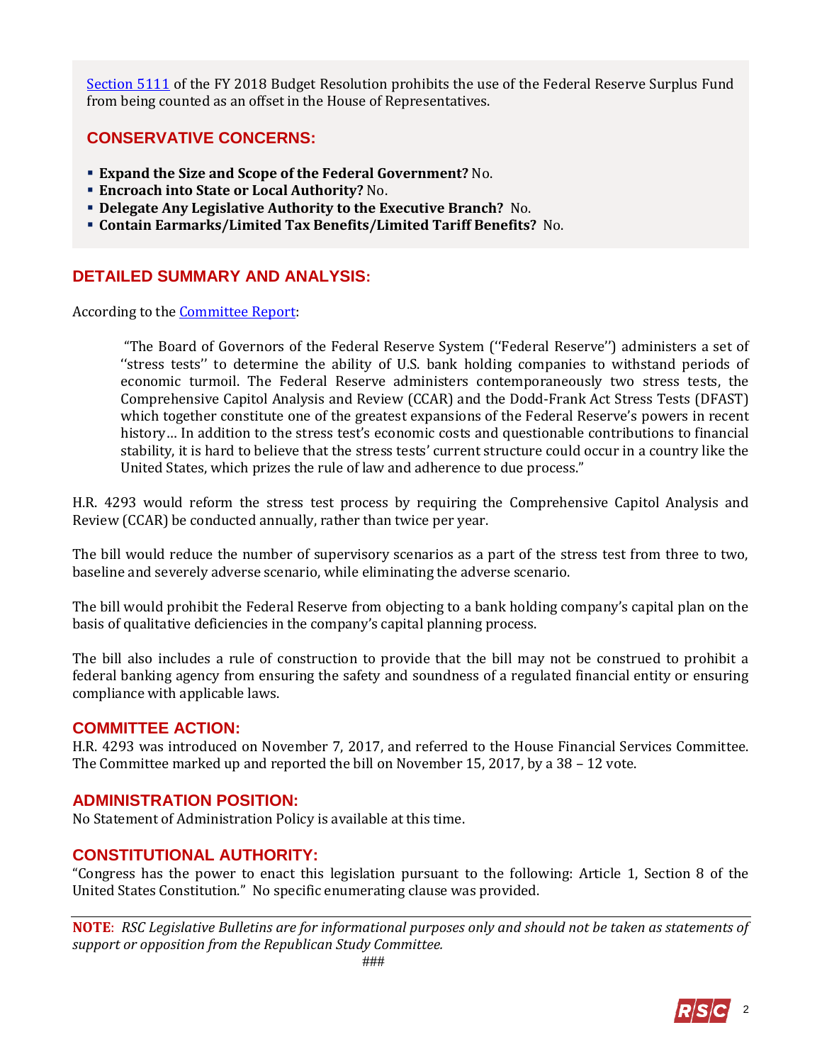Section 5111 of the FY 2018 Budget Resolution prohibits the use of the Federal Reserve Surplus Fund from being counted as an offset in the House of Representatives.

## CONSERVATIVE CONCERNS:

- **Expand the Size and Scope of the Federal Government?** No.
- **Encroach into State or Local Authority?** No.
- **Delegate Any Legislative Authority to the Executive Branch?** No.
- **Contain Earmarks/Limited Tax Benefits/Limited Tariff Benefits?** No.

## DETAILED SUMMARY AND ANALYSIS:

According to the Committee Report:

> "The Board of Governors of the Federal Reserve System (''Federal Reserve'') administers a set of ''stress tests'' to determine the ability of U.S. bank holding companies to withstand periods of economic turmoil. The Federal Reserve administers contemporaneously two stress tests, the Comprehensive Capitol Analysis and Review (CCAR) and the Dodd-Frank Act Stress Tests (DFAST) which together constitute one of the greatest expansions of the Federal Reserve's powers in recent history… In addition to the stress test's economic costs and questionable contributions to financial stability, it is hard to believe that the stress tests' current structure could occur in a country like the United States, which prizes the rule of law and adherence to due process."

H.R. 4293 would reform the stress test process by requiring the Comprehensive Capitol Analysis and Review (CCAR) be conducted annually, rather than twice per year.

The bill would reduce the number of supervisory scenarios as a part of the stress test from three to two, baseline and severely adverse scenario, while eliminating the adverse scenario.

The bill would prohibit the Federal Reserve from objecting to a bank holding company's capital plan on the basis of qualitative deficiencies in the company's capital planning process.

The bill also includes a rule of construction to provide that the bill may not be construed to prohibit a federal banking agency from ensuring the safety and soundness of a regulated financial entity or ensuring compliance with applicable laws.

## COMMITTEE ACTION:

H.R. 4293 was introduced on November 7, 2017, and referred to the House Financial Services Committee. The Committee marked up and reported the bill on November 15, 2017, by a 38 – 12 vote.

## ADMINISTRATION POSITION:

No Statement of Administration Policy is available at this time.

## CONSTITUTIONAL AUTHORITY:

"Congress has the power to enact this legislation pursuant to the following: Article 1, Section 8 of the United States Constitution." No specific enumerating clause was provided.

---

**NOTE**: *RSC Legislative Bulletins are for informational purposes only and should not be taken as statements of support or opposition from the Republican Study Committee.*

###